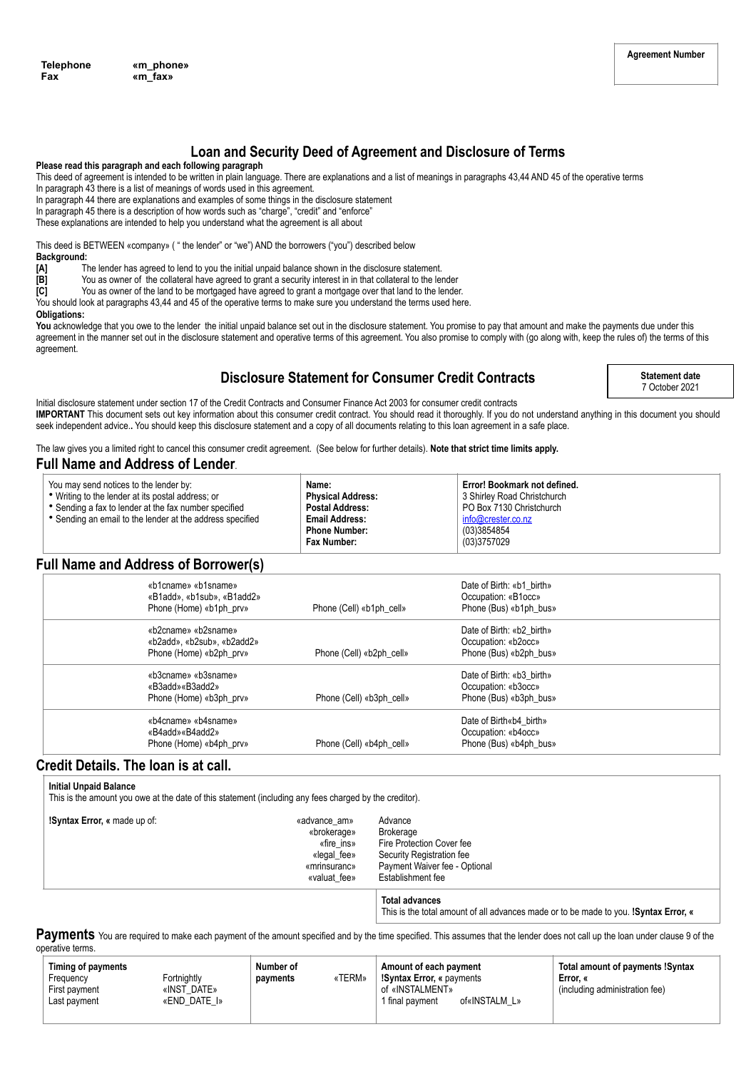| Telephone | «m_phone» |
|---|---|
| Fax | «m_fax» |

**Agreement Number**

# Loan and Security Deed of Agreement and Disclosure of Terms

**Please read this paragraph and each following paragraph**

This deed of agreement is intended to be written in plain language. There are explanations and a list of meanings in paragraphs 43,44 AND 45 of the operative terms

In paragraph 43 there is a list of meanings of words used in this agreement.

In paragraph 44 there are explanations and examples of some things in the disclosure statement

In paragraph 45 there is a description of how words such as "charge", "credit" and "enforce"

These explanations are intended to help you understand what the agreement is all about

This deed is BETWEEN «company» ( " the lender" or "we") AND the borrowers ("you") described below

**Background:**

**[A]** The lender has agreed to lend to you the initial unpaid balance shown in the disclosure statement.

**[B]** You as owner of the collateral have agreed to grant a security interest in in that collateral to the lender

**[C]** You as owner of the land to be mortgaged have agreed to grant a mortgage over that land to the lender.

You should look at paragraphs 43,44 and 45 of the operative terms to make sure you understand the terms used here.

**Obligations:**

**You** acknowledge that you owe to the lender the initial unpaid balance set out in the disclosure statement. You promise to pay that amount and make the payments due under this agreement in the manner set out in the disclosure statement and operative terms of this agreement. You also promise to comply with (go along with, keep the rules of) the terms of this agreement.

## Disclosure Statement for Consumer Credit Contracts

**Statement date**
7 October 2021

Initial disclosure statement under section 17 of the Credit Contracts and Consumer Finance Act 2003 for consumer credit contracts

**IMPORTANT** This document sets out key information about this consumer credit contract. You should read it thoroughly. If you do not understand anything in this document you should seek independent advice.. You should keep this disclosure statement and a copy of all documents relating to this loan agreement in a safe place.

The law gives you a limited right to cancel this consumer credit agreement. (See below for further details). **Note that strict time limits apply.**

## Full Name and Address of Lender.

| You may send notices to the lender by: | | |
|---|---|---|
| • Writing to the lender at its postal address; or<br>• Sending a fax to lender at the fax number specified<br>• Sending an email to the lender at the address specified | **Name:** | **Error! Bookmark not defined.** |
| | **Physical Address:** | 3 Shirley Road Christchurch |
| | **Postal Address:** | PO Box 7130 Christchurch |
| | **Email Address:** | info@crester.co.nz |
| | **Phone Number:** | (03)3854854 |
| | **Fax Number:** | (03)3757029 |

## Full Name and Address of Borrower(s)

| Borrower | Cell | Details |
|---|---|---|
| «b1cname» «b1sname»<br>«B1add», «b1sub», «B1add2»<br>Phone (Home) «b1ph_prv» | Phone (Cell) «b1ph_cell» | Date of Birth: «b1_birth»<br>Occupation: «B1occ»<br>Phone (Bus) «b1ph_bus» |
| «b2cname» «b2sname»<br>«b2add», «b2sub», «b2add2»<br>Phone (Home) «b2ph_prv» | Phone (Cell) «b2ph_cell» | Date of Birth: «b2_birth»<br>Occupation: «b2occ»<br>Phone (Bus) «b2ph_bus» |
| «b3cname» «b3sname»<br>«B3add»«B3add2»<br>Phone (Home) «b3ph_prv» | Phone (Cell) «b3ph_cell» | Date of Birth: «b3_birth»<br>Occupation: «b3occ»<br>Phone (Bus) «b3ph_bus» |
| «b4cname» «b4sname»<br>«B4add»«B4add2»<br>Phone (Home) «b4ph_prv» | Phone (Cell) «b4ph_cell» | Date of Birth«b4_birth»<br>Occupation: «b4occ»<br>Phone (Bus) «b4ph_bus» |

## Credit Details. The loan is at call.

**Initial Unpaid Balance**

This is the amount you owe at the date of this statement (including any fees charged by the creditor).

| **!Syntax Error, «** made up of: | Amount | Item |
|---|---|---|
| | «advance_am» | Advance |
| | «brokerage» | Brokerage |
| | «fire_ins» | Fire Protection Cover fee |
| | «legal_fee» | Security Registration fee |
| | «mrinsuranc» | Payment Waiver fee - Optional |
| | «valuat_fee» | Establishment fee |

**Total advances**

This is the total amount of all advances made or to be made to you. **!Syntax Error, «**

**Payments** You are required to make each payment of the amount specified and by the time specified. This assumes that the lender does not call up the loan under clause 9 of the operative terms.

| **Timing of payments** | | **Number of payments** | | **Amount of each payment** | **Total amount of payments !Syntax Error, «** |
|---|---|---|---|---|---|
| Frequency | Fortnightly | | «TERM» | **!Syntax Error, «** payments of «INSTALMENT» | (including administration fee) |
| First payment | «INST_DATE» | | | 1 final payment of«INSTALM_L» | |
| Last payment | «END_DATE_I» | | | | |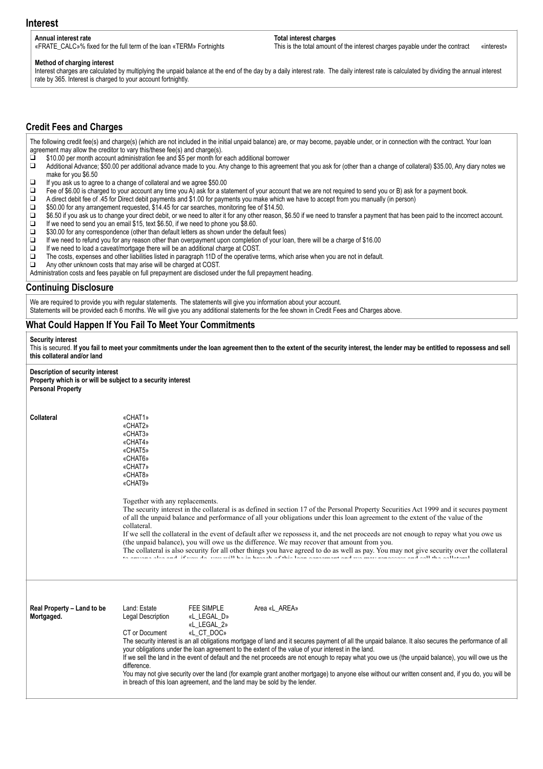## Interest

**Annual interest rate**
«FRATE_CALC»% fixed for the full term of the loan «TERM» Fortnights

**Total interest charges**
This is the total amount of the interest charges payable under the contract «interest»

**Method of charging interest**
Interest charges are calculated by multiplying the unpaid balance at the end of the day by a daily interest rate. The daily interest rate is calculated by dividing the annual interest rate by 365. Interest is charged to your account fortnightly.

## Credit Fees and Charges

The following credit fee(s) and charge(s) (which are not included in the initial unpaid balance) are, or may become, payable under, or in connection with the contract. Your loan agreement may allow the creditor to vary this/these fee(s) and charge(s).

- ❑ $10.00 per month account administration fee and $5 per month for each additional borrower
- ❑ Additional Advance; $50.00 per additional advance made to you. Any change to this agreement that you ask for (other than a change of collateral) $35.00, Any diary notes we make for you $6.50
- ❑ If you ask us to agree to a change of collateral and we agree $50.00
- ❑ Fee of $6.00 is charged to your account any time you A) ask for a statement of your account that we are not required to send you or B) ask for a payment book.
- ❑ A direct debit fee of .45 for Direct debit payments and $1.00 for payments you make which we have to accept from you manually (in person)
- ❑ $50.00 for any arrangement requested, $14.45 for car searches, monitoring fee of $14.50.
- ❑ $6.50 if you ask us to change your direct debit, or we need to alter it for any other reason, $6.50 if we need to transfer a payment that has been paid to the incorrect account.
- ❑ If we need to send you an email $15, text $6.50, if we need to phone you $8.60.
- ❑ $30.00 for any correspondence (other than default letters as shown under the default fees)
- ❑ If we need to refund you for any reason other than overpayment upon completion of your loan, there will be a charge of $16.00
- ❑ If we need to load a caveat/mortgage there will be an additional charge at COST.
- ❑ The costs, expenses and other liabilities listed in paragraph 11D of the operative terms, which arise when you are not in default.
- ❑ Any other unknown costs that may arise will be charged at COST.

Administration costs and fees payable on full prepayment are disclosed under the full prepayment heading.

## Continuing Disclosure

We are required to provide you with regular statements. The statements will give you information about your account.
Statements will be provided each 6 months. We will give you any additional statements for the fee shown in Credit Fees and Charges above.

## What Could Happen If You Fail To Meet Your Commitments

**Security interest**
This is secured. **If you fail to meet your commitments under the loan agreement then to the extent of the security interest, the lender may be entitled to repossess and sell this collateral and/or land**

**Description of security interest**
**Property which is or will be subject to a security interest**
**Personal Property**

**Collateral**

«CHAT1»
«CHAT2»
«CHAT3»
«CHAT4»
«CHAT5»
«CHAT6»
«CHAT7»
«CHAT8»
«CHAT9»

Together with any replacements.
The security interest in the collateral is as defined in section 17 of the Personal Property Securities Act 1999 and it secures payment of all the unpaid balance and performance of all your obligations under this loan agreement to the extent of the value of the collateral.
If we sell the collateral in the event of default after we repossess it, and the net proceeds are not enough to repay what you owe us (the unpaid balance), you will owe us the difference. We may recover that amount from you.
The collateral is also security for all other things you have agreed to do as well as pay. You may not give security over the collateral to anyone else and, if you do, you will be in breach of this loan agreement and we may repossess and sell the collateral.

**Real Property – Land to be Mortgaged.**

| Land: Estate | FEE SIMPLE | Area «L_AREA» |
|---|---|---|
| Legal Description | «L_LEGAL_D» «L_LEGAL_2» | |
| CT or Document | «L_CT_DOC» | |

The security interest is an all obligations mortgage of land and it secures payment of all the unpaid balance. It also secures the performance of all your obligations under the loan agreement to the extent of the value of your interest in the land.
If we sell the land in the event of default and the net proceeds are not enough to repay what you owe us (the unpaid balance), you will owe us the difference.
You may not give security over the land (for example grant another mortgage) to anyone else without our written consent and, if you do, you will be in breach of this loan agreement, and the land may be sold by the lender.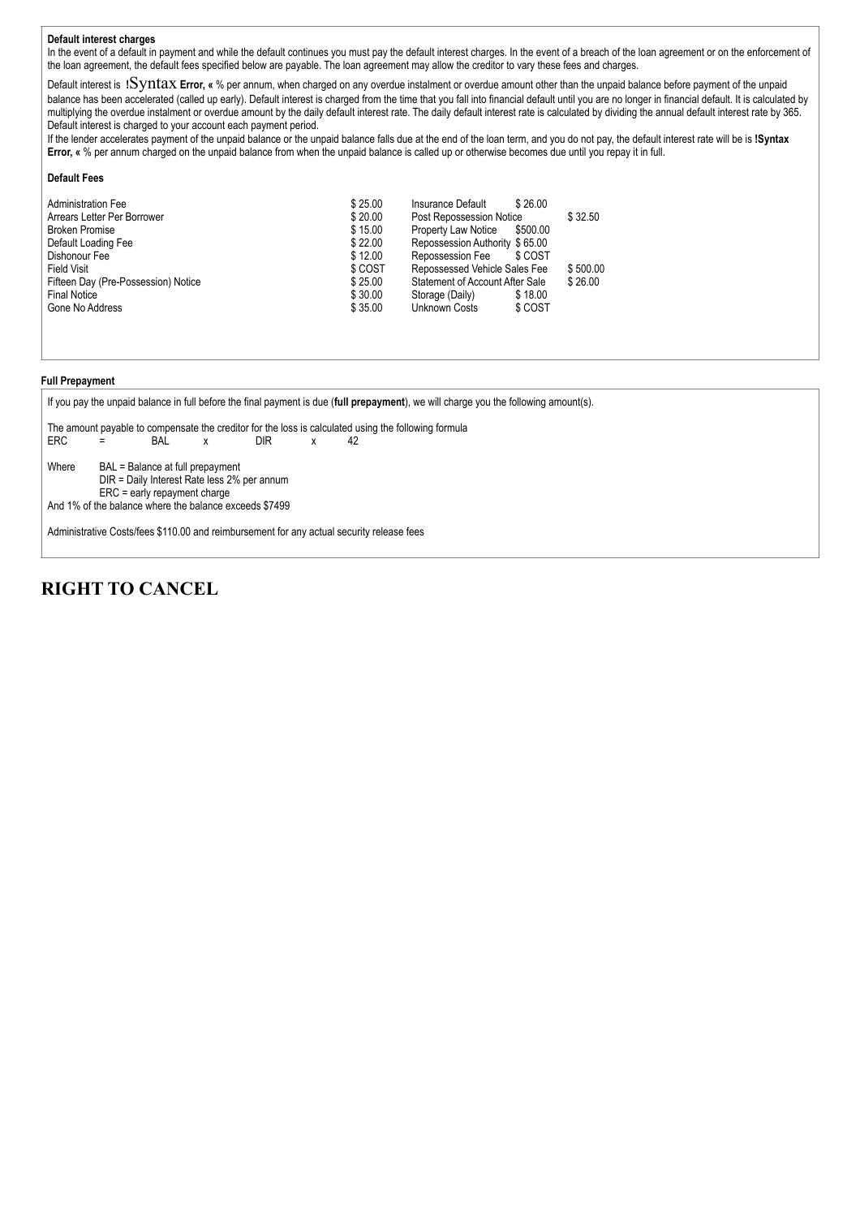**Default interest charges**

In the event of a default in payment and while the default continues you must pay the default interest charges. In the event of a breach of the loan agreement or on the enforcement of the loan agreement, the default fees specified below are payable. The loan agreement may allow the creditor to vary these fees and charges.

Default interest is !Syntax **Error, «** % per annum, when charged on any overdue instalment or overdue amount other than the unpaid balance before payment of the unpaid balance has been accelerated (called up early). Default interest is charged from the time that you fall into financial default until you are no longer in financial default. It is calculated by multiplying the overdue instalment or overdue amount by the daily default interest rate. The daily default interest rate is calculated by dividing the annual default interest rate by 365. Default interest is charged to your account each payment period.

If the lender accelerates payment of the unpaid balance or the unpaid balance falls due at the end of the loan term, and you do not pay, the default interest rate will be is **!Syntax Error, «** % per annum charged on the unpaid balance from when the unpaid balance is called up or otherwise becomes due until you repay it in full.

**Default Fees**

| | | | |
|---|---|---|---|
| Administration Fee | $ 25.00 | Insurance Default | $ 26.00 |
| Arrears Letter Per Borrower | $ 20.00 | Post Repossession Notice | $ 32.50 |
| Broken Promise | $ 15.00 | Property Law Notice | $500.00 |
| Default Loading Fee | $ 22.00 | Repossession Authority | $ 65.00 |
| Dishonour Fee | $ 12.00 | Repossession Fee | $ COST |
| Field Visit | $ COST | Repossessed Vehicle Sales Fee | $ 500.00 |
| Fifteen Day (Pre-Possession) Notice | $ 25.00 | Statement of Account After Sale | $ 26.00 |
| Final Notice | $ 30.00 | Storage (Daily) | $ 18.00 |
| Gone No Address | $ 35.00 | Unknown Costs | $ COST |

**Full Prepayment**

If you pay the unpaid balance in full before the final payment is due (**full prepayment**), we will charge you the following amount(s).

The amount payable to compensate the creditor for the loss is calculated using the following formula

ERC = BAL x DIR x 42

Where BAL = Balance at full prepayment
DIR = Daily Interest Rate less 2% per annum
ERC = early repayment charge

And 1% of the balance where the balance exceeds $7499

Administrative Costs/fees $110.00 and reimbursement for any actual security release fees

# RIGHT TO CANCEL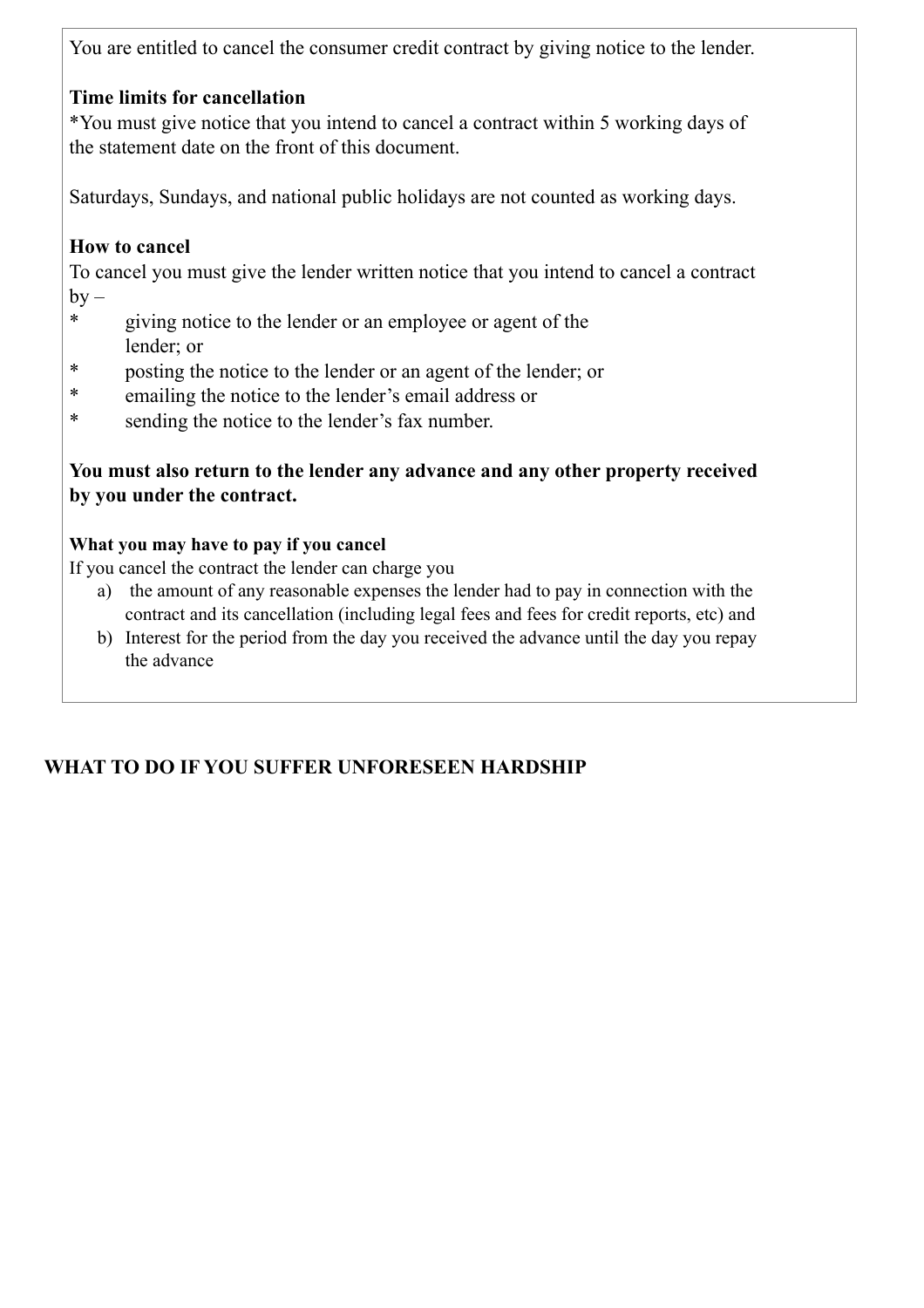You are entitled to cancel the consumer credit contract by giving notice to the lender.

**Time limits for cancellation**

*You must give notice that you intend to cancel a contract within 5 working days of the statement date on the front of this document.

Saturdays, Sundays, and national public holidays are not counted as working days.

**How to cancel**

To cancel you must give the lender written notice that you intend to cancel a contract by –

* giving notice to the lender or an employee or agent of the lender; or
* posting the notice to the lender or an agent of the lender; or
* emailing the notice to the lender's email address or
* sending the notice to the lender's fax number.

**You must also return to the lender any advance and any other property received by you under the contract.**

**What you may have to pay if you cancel**

If you cancel the contract the lender can charge you

a) the amount of any reasonable expenses the lender had to pay in connection with the contract and its cancellation (including legal fees and fees for credit reports, etc) and
b) Interest for the period from the day you received the advance until the day you repay the advance

**WHAT TO DO IF YOU SUFFER UNFORESEEN HARDSHIP**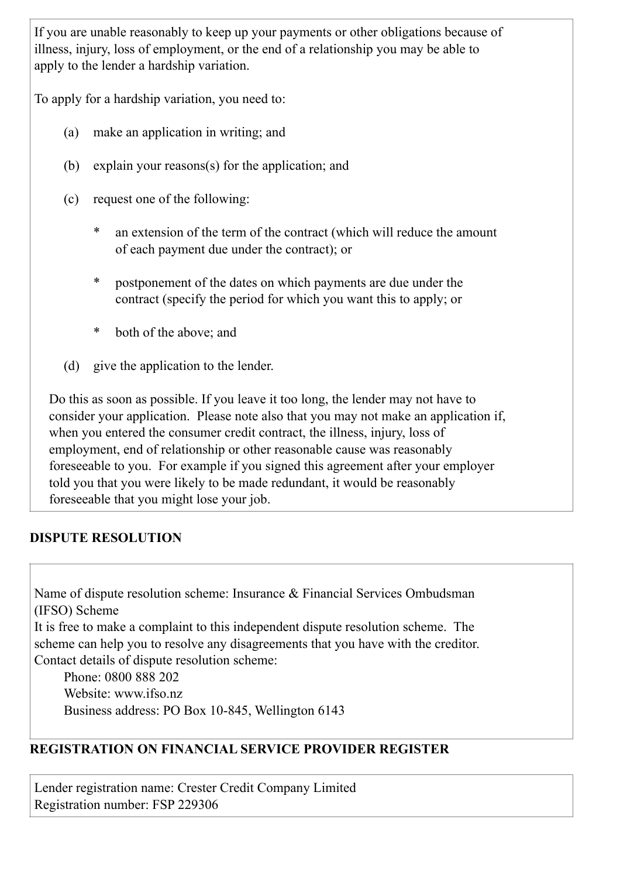If you are unable reasonably to keep up your payments or other obligations because of illness, injury, loss of employment, or the end of a relationship you may be able to apply to the lender a hardship variation.

To apply for a hardship variation, you need to:

(a) make an application in writing; and

(b) explain your reasons(s) for the application; and

(c) request one of the following:

- an extension of the term of the contract (which will reduce the amount of each payment due under the contract); or
- postponement of the dates on which payments are due under the contract (specify the period for which you want this to apply; or
- both of the above; and

(d) give the application to the lender.

Do this as soon as possible. If you leave it too long, the lender may not have to consider your application. Please note also that you may not make an application if, when you entered the consumer credit contract, the illness, injury, loss of employment, end of relationship or other reasonable cause was reasonably foreseeable to you. For example if you signed this agreement after your employer told you that you were likely to be made redundant, it would be reasonably foreseeable that you might lose your job.

**DISPUTE RESOLUTION**

Name of dispute resolution scheme: Insurance & Financial Services Ombudsman (IFSO) Scheme
It is free to make a complaint to this independent dispute resolution scheme. The scheme can help you to resolve any disagreements that you have with the creditor.
Contact details of dispute resolution scheme:

Phone: 0800 888 202
Website: www.ifso.nz
Business address: PO Box 10-845, Wellington 6143

**REGISTRATION ON FINANCIAL SERVICE PROVIDER REGISTER**

Lender registration name: Crester Credit Company Limited
Registration number: FSP 229306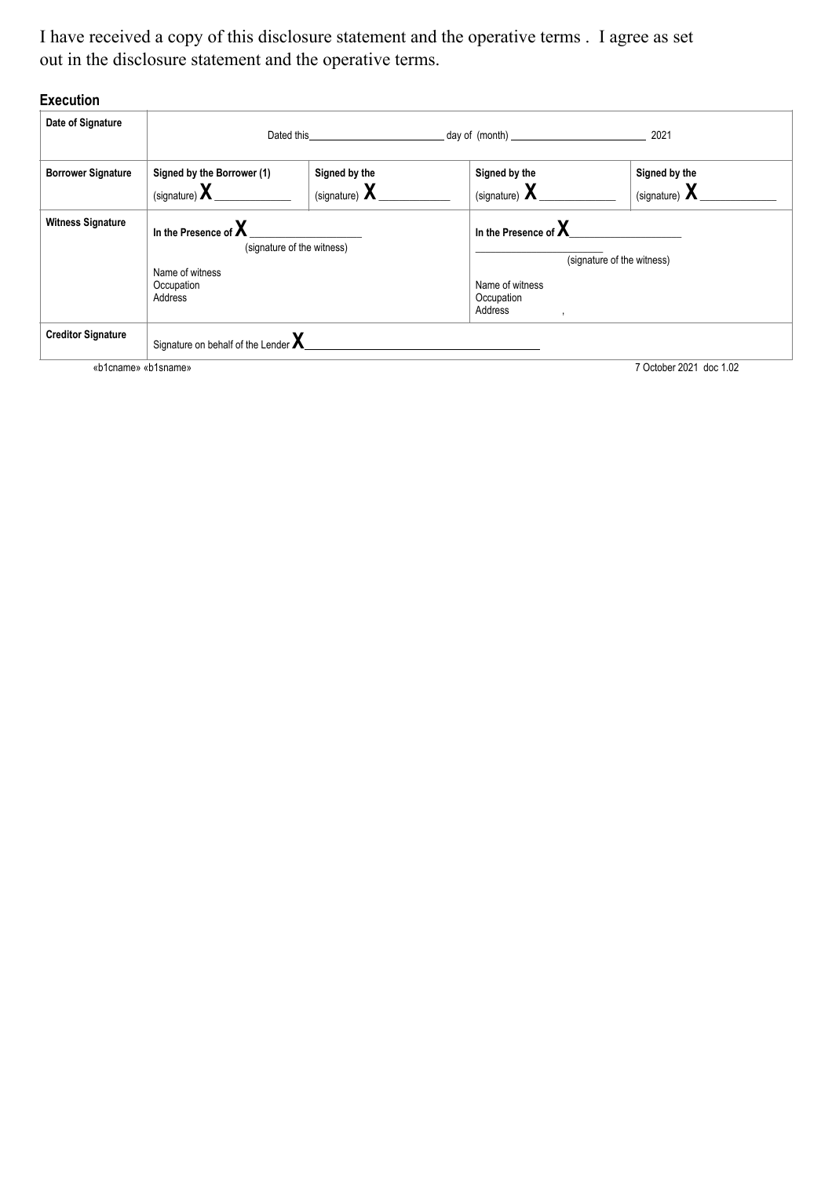I have received a copy of this disclosure statement and the operative terms . I agree as set out in the disclosure statement and the operative terms.

**Execution**

| | | | | |
|---|---|---|---|---|
| **Date of Signature** | Dated this\_\_\_\_\_\_\_\_\_\_\_\_\_\_\_\_\_\_\_\_\_\_\_\_\_\_ day of (month) \_\_\_\_\_\_\_\_\_\_\_\_\_\_\_\_\_\_\_\_\_\_\_\_\_\_ 2021 | | | |
| **Borrower Signature** | **Signed by the Borrower (1)** (signature) **X** \_\_\_\_\_\_\_\_\_\_\_\_\_\_ | **Signed by the** (signature) **X** \_\_\_\_\_\_\_\_\_\_\_\_\_ | **Signed by the** (signature) **X** \_\_\_\_\_\_\_\_\_\_\_\_\_\_ | **Signed by the** (signature) **X** \_\_\_\_\_\_\_\_\_\_\_\_\_\_ |
| **Witness Signature** | **In the Presence of X** \_\_\_\_\_\_\_\_\_\_\_\_\_\_\_\_\_\_\_\_ (signature of the witness) Name of witness Occupation Address | | **In the Presence of X** \_\_\_\_\_\_\_\_\_\_\_\_\_\_\_\_\_\_\_\_ (signature of the witness) Name of witness Occupation Address , | |
| **Creditor Signature** | Signature on behalf of the Lender **X** \_\_\_\_\_\_\_\_\_\_\_\_\_\_\_\_\_\_\_\_\_\_\_\_\_\_\_\_\_\_\_\_\_\_\_\_\_\_\_\_ | | | |

«b1cname» «b1sname»

7 October 2021 doc 1.02